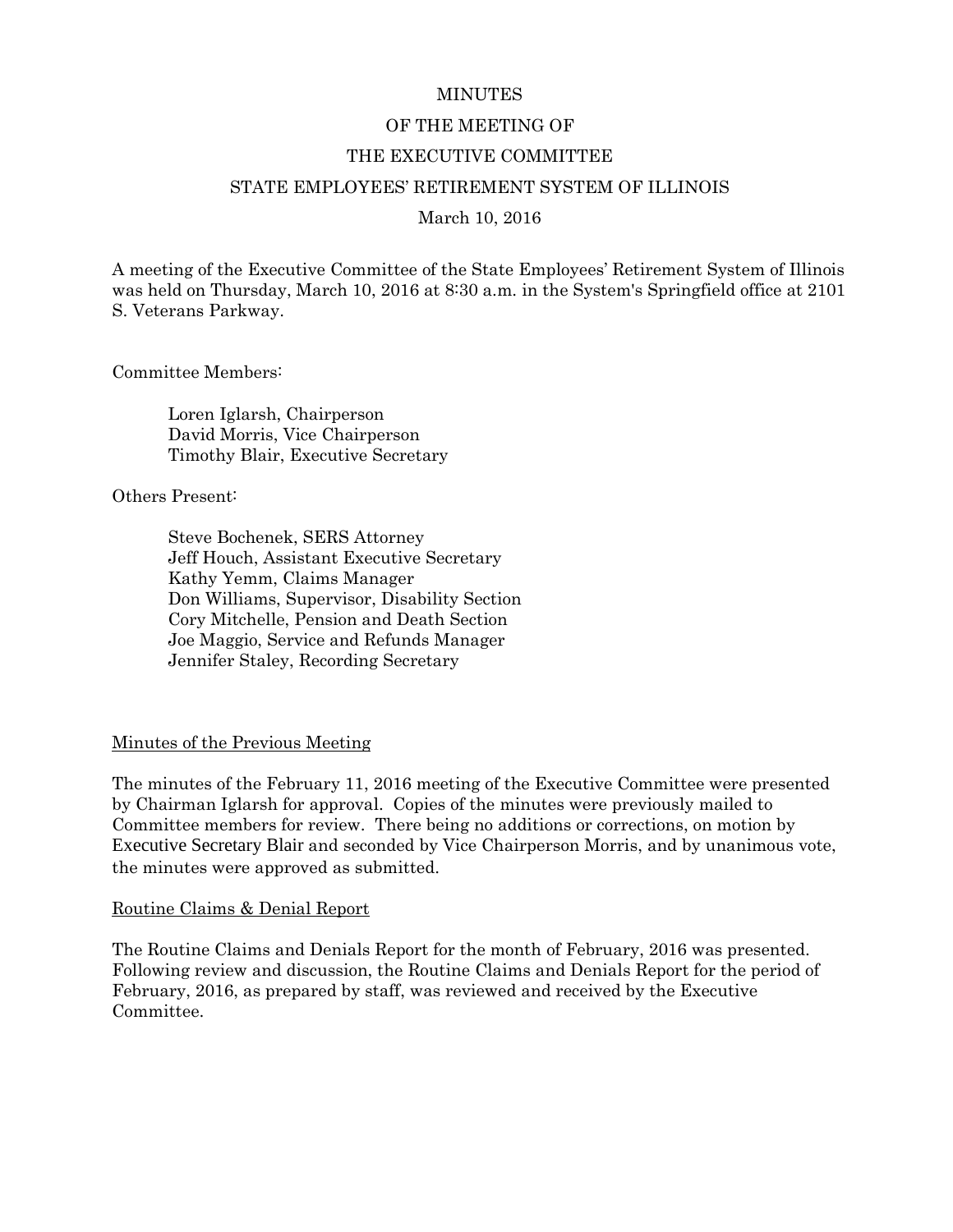# MINUTES

## OF THE MEETING OF

## THE EXECUTIVE COMMITTEE

## STATE EMPLOYEES' RETIREMENT SYSTEM OF ILLINOIS

March 10, 2016

A meeting of the Executive Committee of the State Employees' Retirement System of Illinois was held on Thursday, March 10, 2016 at 8:30 a.m. in the System's Springfield office at 2101 S. Veterans Parkway.

Committee Members:

Loren Iglarsh, Chairperson
David Morris, Vice Chairperson
Timothy Blair, Executive Secretary

Others Present:

Steve Bochenek, SERS Attorney
Jeff Houch, Assistant Executive Secretary
Kathy Yemm, Claims Manager
Don Williams, Supervisor, Disability Section
Cory Mitchelle, Pension and Death Section
Joe Maggio, Service and Refunds Manager
Jennifer Staley, Recording Secretary

### Minutes of the Previous Meeting

The minutes of the February 11, 2016 meeting of the Executive Committee were presented by Chairman Iglarsh for approval. Copies of the minutes were previously mailed to Committee members for review. There being no additions or corrections, on motion by Executive Secretary Blair and seconded by Vice Chairperson Morris, and by unanimous vote, the minutes were approved as submitted.

### Routine Claims & Denial Report

The Routine Claims and Denials Report for the month of February, 2016 was presented. Following review and discussion, the Routine Claims and Denials Report for the period of February, 2016, as prepared by staff, was reviewed and received by the Executive Committee.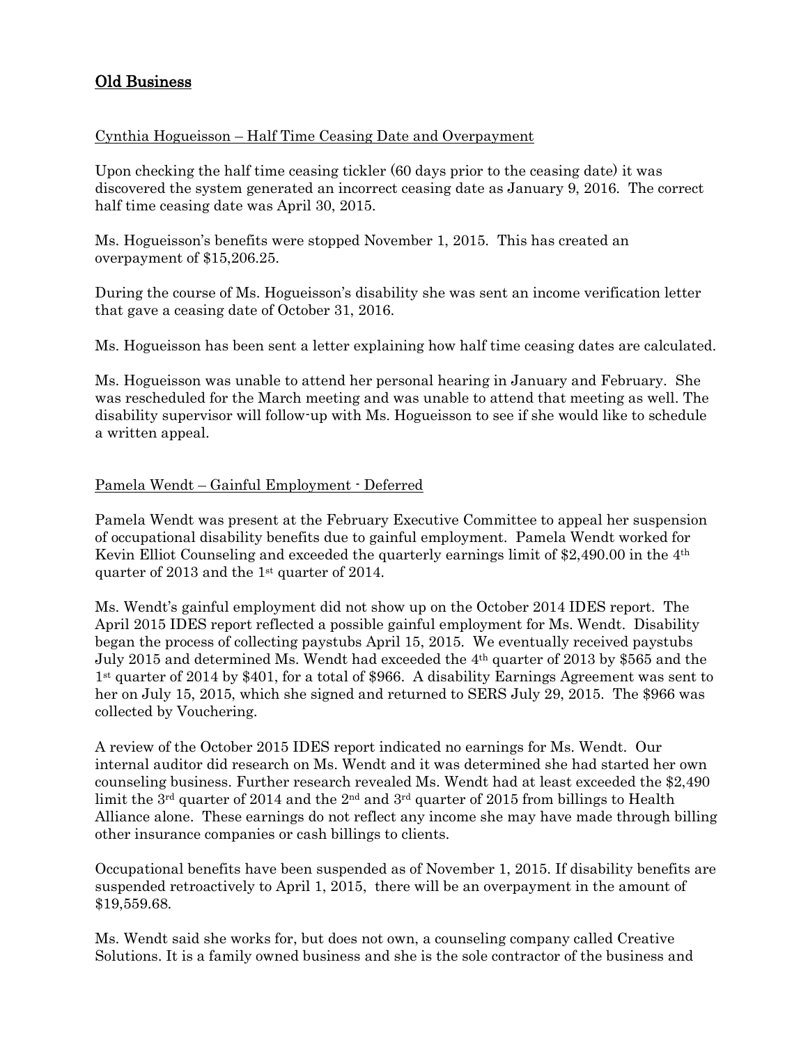## Old Business

Cynthia Hogueisson – Half Time Ceasing Date and Overpayment

Upon checking the half time ceasing tickler (60 days prior to the ceasing date) it was discovered the system generated an incorrect ceasing date as January 9, 2016. The correct half time ceasing date was April 30, 2015.

Ms. Hogueisson's benefits were stopped November 1, 2015. This has created an overpayment of $15,206.25.

During the course of Ms. Hogueisson's disability she was sent an income verification letter that gave a ceasing date of October 31, 2016.

Ms. Hogueisson has been sent a letter explaining how half time ceasing dates are calculated.

Ms. Hogueisson was unable to attend her personal hearing in January and February. She was rescheduled for the March meeting and was unable to attend that meeting as well. The disability supervisor will follow-up with Ms. Hogueisson to see if she would like to schedule a written appeal.

Pamela Wendt – Gainful Employment - Deferred

Pamela Wendt was present at the February Executive Committee to appeal her suspension of occupational disability benefits due to gainful employment. Pamela Wendt worked for Kevin Elliot Counseling and exceeded the quarterly earnings limit of $2,490.00 in the 4th quarter of 2013 and the 1st quarter of 2014.

Ms. Wendt's gainful employment did not show up on the October 2014 IDES report. The April 2015 IDES report reflected a possible gainful employment for Ms. Wendt. Disability began the process of collecting paystubs April 15, 2015. We eventually received paystubs July 2015 and determined Ms. Wendt had exceeded the 4th quarter of 2013 by $565 and the 1st quarter of 2014 by $401, for a total of $966. A disability Earnings Agreement was sent to her on July 15, 2015, which she signed and returned to SERS July 29, 2015. The $966 was collected by Vouchering.

A review of the October 2015 IDES report indicated no earnings for Ms. Wendt. Our internal auditor did research on Ms. Wendt and it was determined she had started her own counseling business. Further research revealed Ms. Wendt had at least exceeded the $2,490 limit the 3rd quarter of 2014 and the 2nd and 3rd quarter of 2015 from billings to Health Alliance alone. These earnings do not reflect any income she may have made through billing other insurance companies or cash billings to clients.

Occupational benefits have been suspended as of November 1, 2015. If disability benefits are suspended retroactively to April 1, 2015, there will be an overpayment in the amount of $19,559.68.

Ms. Wendt said she works for, but does not own, a counseling company called Creative Solutions. It is a family owned business and she is the sole contractor of the business and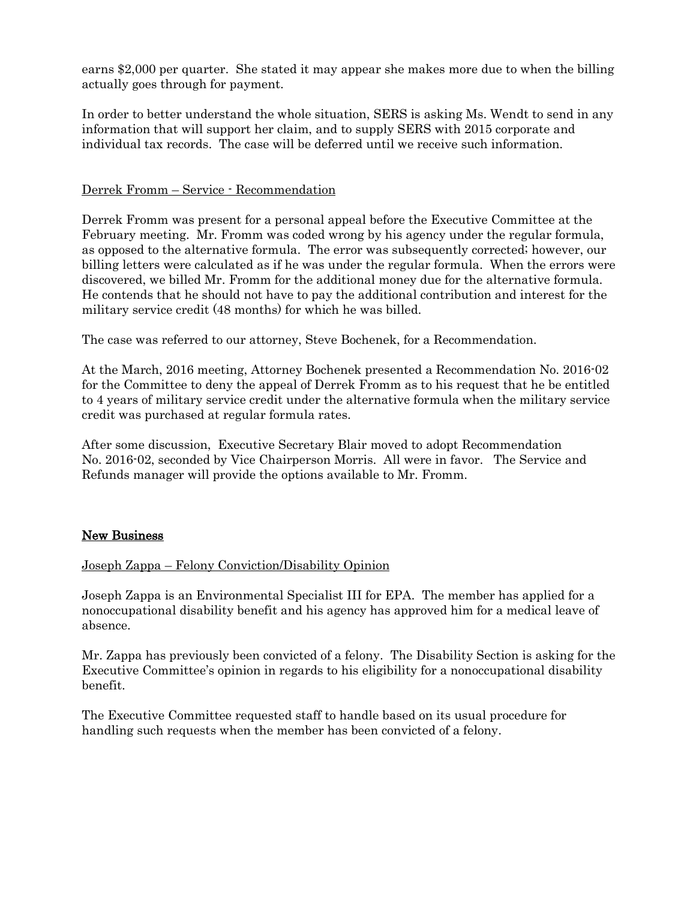earns $2,000 per quarter. She stated it may appear she makes more due to when the billing actually goes through for payment.

In order to better understand the whole situation, SERS is asking Ms. Wendt to send in any information that will support her claim, and to supply SERS with 2015 corporate and individual tax records. The case will be deferred until we receive such information.

Derrek Fromm – Service - Recommendation

Derrek Fromm was present for a personal appeal before the Executive Committee at the February meeting. Mr. Fromm was coded wrong by his agency under the regular formula, as opposed to the alternative formula. The error was subsequently corrected; however, our billing letters were calculated as if he was under the regular formula. When the errors were discovered, we billed Mr. Fromm for the additional money due for the alternative formula. He contends that he should not have to pay the additional contribution and interest for the military service credit (48 months) for which he was billed.

The case was referred to our attorney, Steve Bochenek, for a Recommendation.

At the March, 2016 meeting, Attorney Bochenek presented a Recommendation No. 2016-02 for the Committee to deny the appeal of Derrek Fromm as to his request that he be entitled to 4 years of military service credit under the alternative formula when the military service credit was purchased at regular formula rates.

After some discussion, Executive Secretary Blair moved to adopt Recommendation No. 2016-02, seconded by Vice Chairperson Morris. All were in favor. The Service and Refunds manager will provide the options available to Mr. Fromm.

## New Business

Joseph Zappa – Felony Conviction/Disability Opinion

Joseph Zappa is an Environmental Specialist III for EPA. The member has applied for a nonoccupational disability benefit and his agency has approved him for a medical leave of absence.

Mr. Zappa has previously been convicted of a felony. The Disability Section is asking for the Executive Committee's opinion in regards to his eligibility for a nonoccupational disability benefit.

The Executive Committee requested staff to handle based on its usual procedure for handling such requests when the member has been convicted of a felony.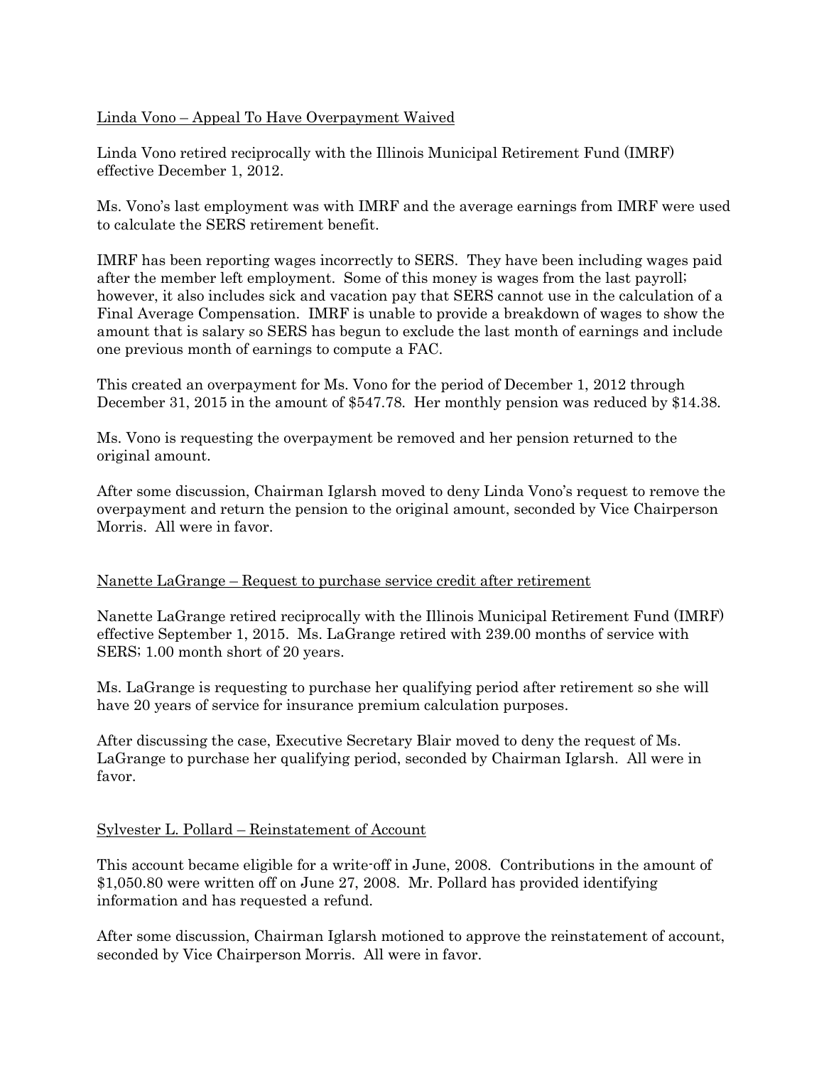<u>Linda Vono – Appeal To Have Overpayment Waived</u>

Linda Vono retired reciprocally with the Illinois Municipal Retirement Fund (IMRF) effective December 1, 2012.

Ms. Vono's last employment was with IMRF and the average earnings from IMRF were used to calculate the SERS retirement benefit.

IMRF has been reporting wages incorrectly to SERS. They have been including wages paid after the member left employment. Some of this money is wages from the last payroll; however, it also includes sick and vacation pay that SERS cannot use in the calculation of a Final Average Compensation. IMRF is unable to provide a breakdown of wages to show the amount that is salary so SERS has begun to exclude the last month of earnings and include one previous month of earnings to compute a FAC.

This created an overpayment for Ms. Vono for the period of December 1, 2012 through December 31, 2015 in the amount of $547.78. Her monthly pension was reduced by $14.38.

Ms. Vono is requesting the overpayment be removed and her pension returned to the original amount.

After some discussion, Chairman Iglarsh moved to deny Linda Vono's request to remove the overpayment and return the pension to the original amount, seconded by Vice Chairperson Morris. All were in favor.

<u>Nanette LaGrange – Request to purchase service credit after retirement</u>

Nanette LaGrange retired reciprocally with the Illinois Municipal Retirement Fund (IMRF) effective September 1, 2015. Ms. LaGrange retired with 239.00 months of service with SERS; 1.00 month short of 20 years.

Ms. LaGrange is requesting to purchase her qualifying period after retirement so she will have 20 years of service for insurance premium calculation purposes.

After discussing the case, Executive Secretary Blair moved to deny the request of Ms. LaGrange to purchase her qualifying period, seconded by Chairman Iglarsh. All were in favor.

<u>Sylvester L. Pollard – Reinstatement of Account</u>

This account became eligible for a write-off in June, 2008. Contributions in the amount of $1,050.80 were written off on June 27, 2008. Mr. Pollard has provided identifying information and has requested a refund.

After some discussion, Chairman Iglarsh motioned to approve the reinstatement of account, seconded by Vice Chairperson Morris. All were in favor.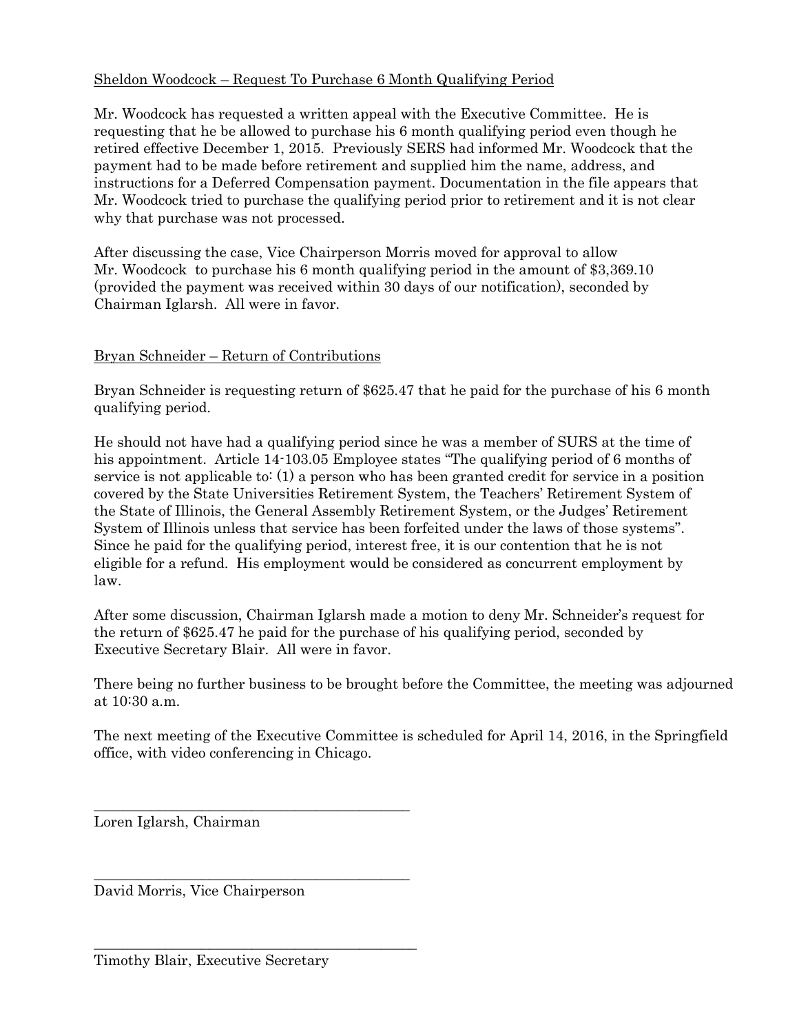Sheldon Woodcock – Request To Purchase 6 Month Qualifying Period

Mr. Woodcock has requested a written appeal with the Executive Committee. He is requesting that he be allowed to purchase his 6 month qualifying period even though he retired effective December 1, 2015. Previously SERS had informed Mr. Woodcock that the payment had to be made before retirement and supplied him the name, address, and instructions for a Deferred Compensation payment. Documentation in the file appears that Mr. Woodcock tried to purchase the qualifying period prior to retirement and it is not clear why that purchase was not processed.

After discussing the case, Vice Chairperson Morris moved for approval to allow Mr. Woodcock to purchase his 6 month qualifying period in the amount of $3,369.10 (provided the payment was received within 30 days of our notification), seconded by Chairman Iglarsh. All were in favor.

Bryan Schneider – Return of Contributions

Bryan Schneider is requesting return of $625.47 that he paid for the purchase of his 6 month qualifying period.

He should not have had a qualifying period since he was a member of SURS at the time of his appointment. Article 14-103.05 Employee states "The qualifying period of 6 months of service is not applicable to: (1) a person who has been granted credit for service in a position covered by the State Universities Retirement System, the Teachers' Retirement System of the State of Illinois, the General Assembly Retirement System, or the Judges' Retirement System of Illinois unless that service has been forfeited under the laws of those systems". Since he paid for the qualifying period, interest free, it is our contention that he is not eligible for a refund. His employment would be considered as concurrent employment by law.

After some discussion, Chairman Iglarsh made a motion to deny Mr. Schneider's request for the return of $625.47 he paid for the purchase of his qualifying period, seconded by Executive Secretary Blair. All were in favor.

There being no further business to be brought before the Committee, the meeting was adjourned at 10:30 a.m.

The next meeting of the Executive Committee is scheduled for April 14, 2016, in the Springfield office, with video conferencing in Chicago.

\_\_\_\_\_\_\_\_\_\_\_\_\_\_\_\_\_\_\_\_\_\_\_\_\_\_\_\_\_\_\_\_\_\_\_\_\_\_\_\_\_\_\_\_

Loren Iglarsh, Chairman

\_\_\_\_\_\_\_\_\_\_\_\_\_\_\_\_\_\_\_\_\_\_\_\_\_\_\_\_\_\_\_\_\_\_\_\_\_\_\_\_\_\_\_\_

David Morris, Vice Chairperson

\_\_\_\_\_\_\_\_\_\_\_\_\_\_\_\_\_\_\_\_\_\_\_\_\_\_\_\_\_\_\_\_\_\_\_\_\_\_\_\_\_\_\_\_

Timothy Blair, Executive Secretary